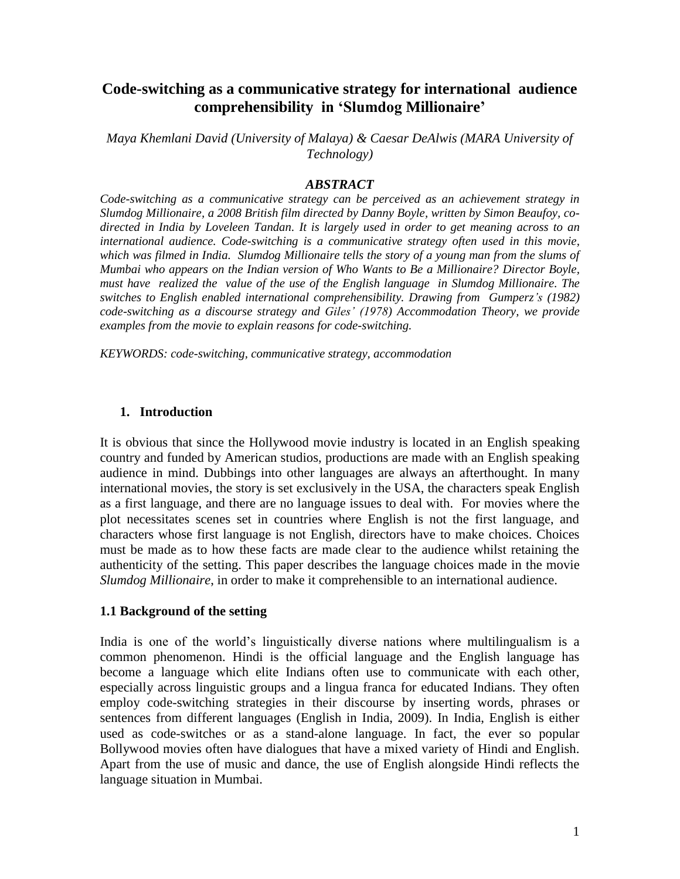# Code-switching as a communicative strategy for international audience comprehensibility in 'Slumdog Millionaire'

*Maya Khemlani David (University of Malaya) & Caesar DeAlwis (MARA University of Technology)*

## *ABSTRACT*

*Code-switching as a communicative strategy can be perceived as an achievement strategy in Slumdog Millionaire, a 2008 British film directed by Danny Boyle, written by Simon Beaufoy, co-directed in India by Loveleen Tandan. It is largely used in order to get meaning across to an international audience. Code-switching is a communicative strategy often used in this movie, which was filmed in India. Slumdog Millionaire tells the story of a young man from the slums of Mumbai who appears on the Indian version of Who Wants to Be a Millionaire? Director Boyle, must have realized the value of the use of the English language in Slumdog Millionaire. The switches to English enabled international comprehensibility. Drawing from Gumperz's (1982) code-switching as a discourse strategy and Giles' (1978) Accommodation Theory, we provide examples from the movie to explain reasons for code-switching.*

*KEYWORDS: code-switching, communicative strategy, accommodation*

## 1. Introduction

It is obvious that since the Hollywood movie industry is located in an English speaking country and funded by American studios, productions are made with an English speaking audience in mind. Dubbings into other languages are always an afterthought. In many international movies, the story is set exclusively in the USA, the characters speak English as a first language, and there are no language issues to deal with. For movies where the plot necessitates scenes set in countries where English is not the first language, and characters whose first language is not English, directors have to make choices. Choices must be made as to how these facts are made clear to the audience whilst retaining the authenticity of the setting. This paper describes the language choices made in the movie *Slumdog Millionaire*, in order to make it comprehensible to an international audience.

### 1.1 Background of the setting

India is one of the world's linguistically diverse nations where multilingualism is a common phenomenon. Hindi is the official language and the English language has become a language which elite Indians often use to communicate with each other, especially across linguistic groups and a lingua franca for educated Indians. They often employ code-switching strategies in their discourse by inserting words, phrases or sentences from different languages (English in India, 2009). In India, English is either used as code-switches or as a stand-alone language. In fact, the ever so popular Bollywood movies often have dialogues that have a mixed variety of Hindi and English. Apart from the use of music and dance, the use of English alongside Hindi reflects the language situation in Mumbai.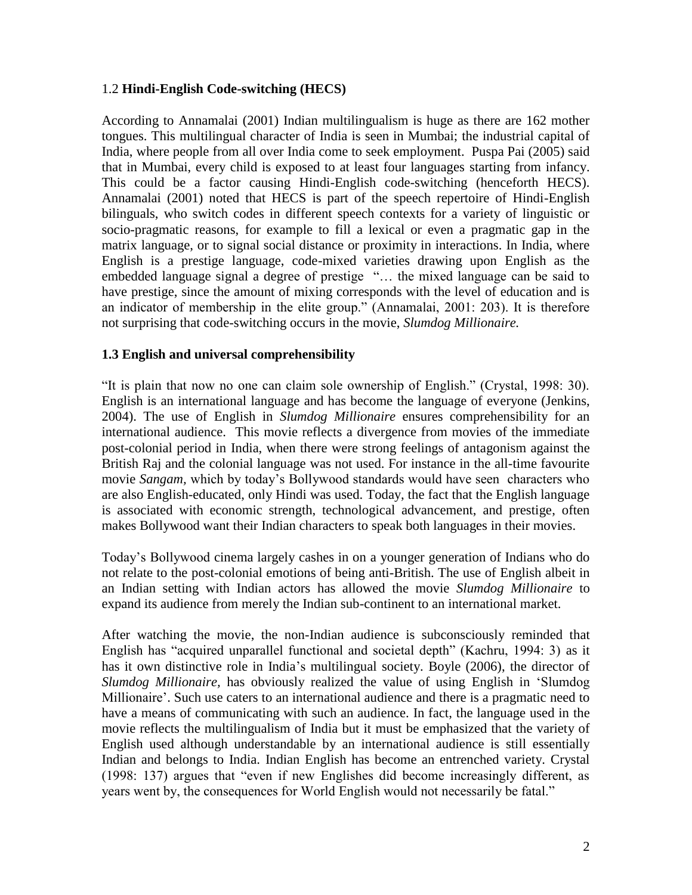### 1.2 **Hindi-English Code-switching (HECS)**

According to Annamalai (2001) Indian multilingualism is huge as there are 162 mother tongues. This multilingual character of India is seen in Mumbai; the industrial capital of India, where people from all over India come to seek employment. Puspa Pai (2005) said that in Mumbai, every child is exposed to at least four languages starting from infancy. This could be a factor causing Hindi-English code-switching (henceforth HECS). Annamalai (2001) noted that HECS is part of the speech repertoire of Hindi-English bilinguals, who switch codes in different speech contexts for a variety of linguistic or socio-pragmatic reasons, for example to fill a lexical or even a pragmatic gap in the matrix language, or to signal social distance or proximity in interactions. In India, where English is a prestige language, code-mixed varieties drawing upon English as the embedded language signal a degree of prestige "… the mixed language can be said to have prestige, since the amount of mixing corresponds with the level of education and is an indicator of membership in the elite group." (Annamalai, 2001: 203). It is therefore not surprising that code-switching occurs in the movie, *Slumdog Millionaire.*

### 1.3 English and universal comprehensibility

"It is plain that now no one can claim sole ownership of English." (Crystal, 1998: 30). English is an international language and has become the language of everyone (Jenkins, 2004). The use of English in *Slumdog Millionaire* ensures comprehensibility for an international audience. This movie reflects a divergence from movies of the immediate post-colonial period in India, when there were strong feelings of antagonism against the British Raj and the colonial language was not used. For instance in the all-time favourite movie *Sangam,* which by today's Bollywood standards would have seen characters who are also English-educated, only Hindi was used. Today, the fact that the English language is associated with economic strength, technological advancement, and prestige, often makes Bollywood want their Indian characters to speak both languages in their movies.

Today's Bollywood cinema largely cashes in on a younger generation of Indians who do not relate to the post-colonial emotions of being anti-British. The use of English albeit in an Indian setting with Indian actors has allowed the movie *Slumdog Millionaire* to expand its audience from merely the Indian sub-continent to an international market.

After watching the movie, the non-Indian audience is subconsciously reminded that English has "acquired unparallel functional and societal depth" (Kachru, 1994: 3) as it has it own distinctive role in India's multilingual society. Boyle (2006), the director of *Slumdog Millionaire,* has obviously realized the value of using English in 'Slumdog Millionaire'. Such use caters to an international audience and there is a pragmatic need to have a means of communicating with such an audience. In fact, the language used in the movie reflects the multilingualism of India but it must be emphasized that the variety of English used although understandable by an international audience is still essentially Indian and belongs to India. Indian English has become an entrenched variety. Crystal (1998: 137) argues that "even if new Englishes did become increasingly different, as years went by, the consequences for World English would not necessarily be fatal."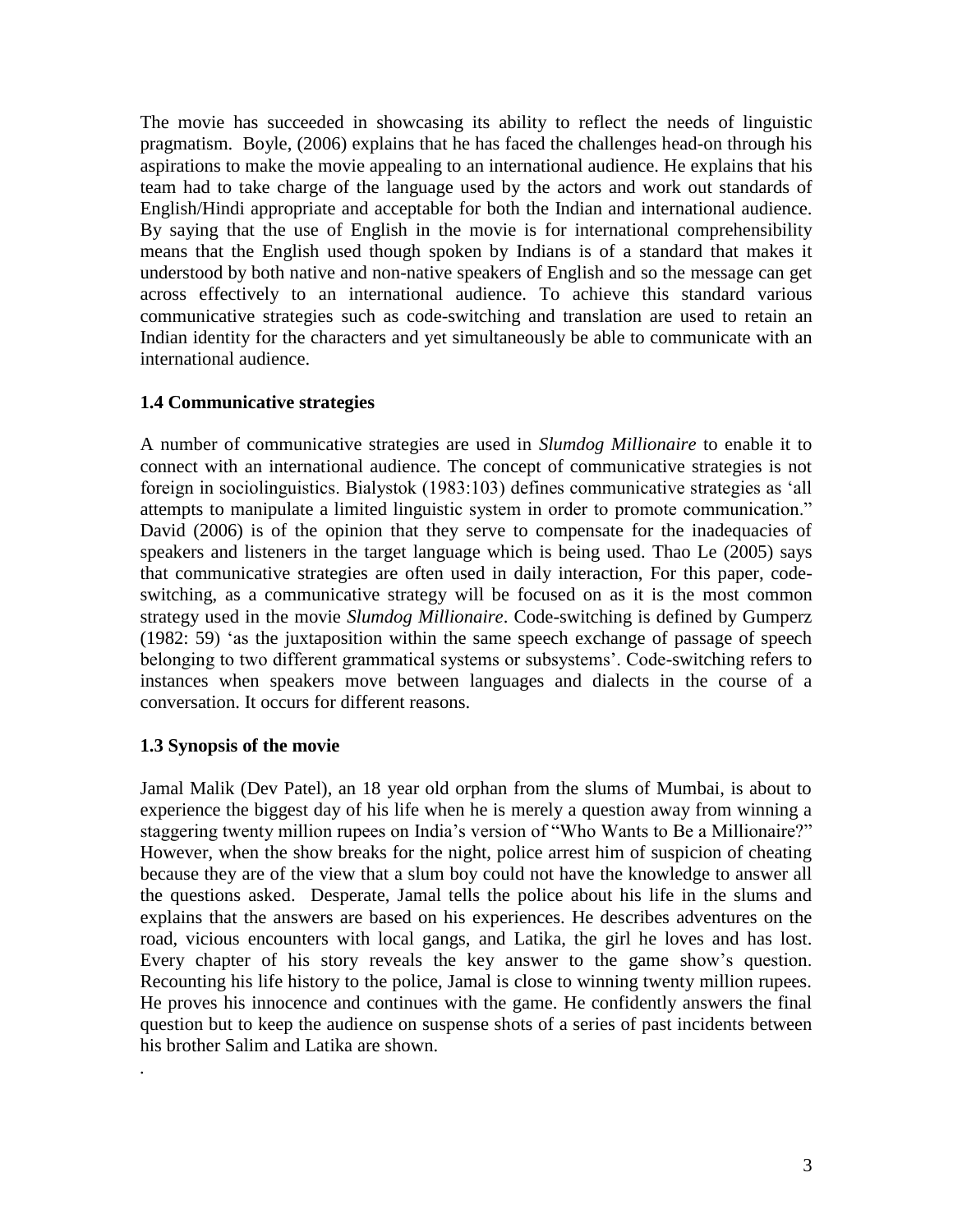The movie has succeeded in showcasing its ability to reflect the needs of linguistic pragmatism. Boyle, (2006) explains that he has faced the challenges head-on through his aspirations to make the movie appealing to an international audience. He explains that his team had to take charge of the language used by the actors and work out standards of English/Hindi appropriate and acceptable for both the Indian and international audience. By saying that the use of English in the movie is for international comprehensibility means that the English used though spoken by Indians is of a standard that makes it understood by both native and non-native speakers of English and so the message can get across effectively to an international audience. To achieve this standard various communicative strategies such as code-switching and translation are used to retain an Indian identity for the characters and yet simultaneously be able to communicate with an international audience.

### 1.4 Communicative strategies

A number of communicative strategies are used in *Slumdog Millionaire* to enable it to connect with an international audience. The concept of communicative strategies is not foreign in sociolinguistics. Bialystok (1983:103) defines communicative strategies as 'all attempts to manipulate a limited linguistic system in order to promote communication." David (2006) is of the opinion that they serve to compensate for the inadequacies of speakers and listeners in the target language which is being used. Thao Le (2005) says that communicative strategies are often used in daily interaction, For this paper, code-switching, as a communicative strategy will be focused on as it is the most common strategy used in the movie *Slumdog Millionaire*. Code-switching is defined by Gumperz (1982: 59) 'as the juxtaposition within the same speech exchange of passage of speech belonging to two different grammatical systems or subsystems'. Code-switching refers to instances when speakers move between languages and dialects in the course of a conversation. It occurs for different reasons.

### 1.3 Synopsis of the movie

Jamal Malik (Dev Patel), an 18 year old orphan from the slums of Mumbai, is about to experience the biggest day of his life when he is merely a question away from winning a staggering twenty million rupees on India's version of "Who Wants to Be a Millionaire?" However, when the show breaks for the night, police arrest him of suspicion of cheating because they are of the view that a slum boy could not have the knowledge to answer all the questions asked. Desperate, Jamal tells the police about his life in the slums and explains that the answers are based on his experiences. He describes adventures on the road, vicious encounters with local gangs, and Latika, the girl he loves and has lost. Every chapter of his story reveals the key answer to the game show's question. Recounting his life history to the police, Jamal is close to winning twenty million rupees. He proves his innocence and continues with the game. He confidently answers the final question but to keep the audience on suspense shots of a series of past incidents between his brother Salim and Latika are shown.

.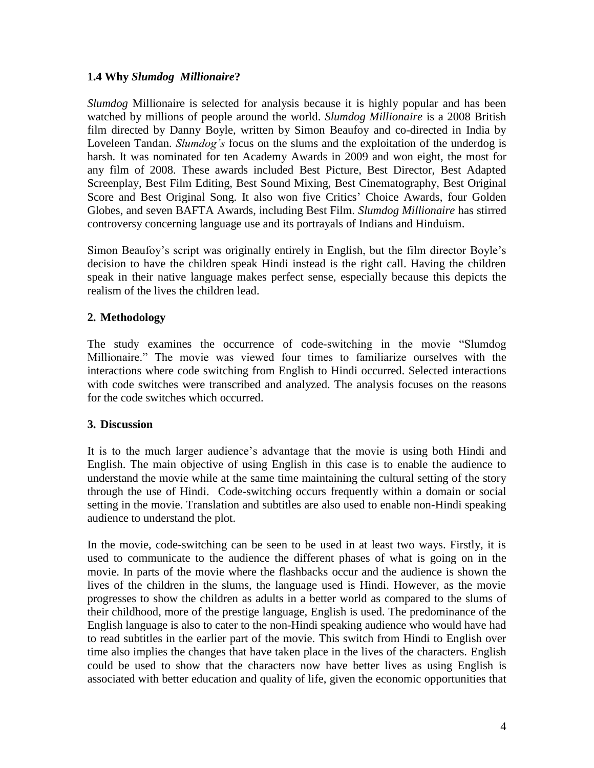### 1.4 Why *Slumdog Millionaire*?

*Slumdog* Millionaire is selected for analysis because it is highly popular and has been watched by millions of people around the world. *Slumdog Millionaire* is a 2008 British film directed by Danny Boyle, written by Simon Beaufoy and co-directed in India by Loveleen Tandan. *Slumdog's* focus on the slums and the exploitation of the underdog is harsh. It was nominated for ten Academy Awards in 2009 and won eight, the most for any film of 2008. These awards included Best Picture, Best Director, Best Adapted Screenplay, Best Film Editing, Best Sound Mixing, Best Cinematography, Best Original Score and Best Original Song. It also won five Critics' Choice Awards, four Golden Globes, and seven BAFTA Awards, including Best Film. *Slumdog Millionaire* has stirred controversy concerning language use and its portrayals of Indians and Hinduism.

Simon Beaufoy's script was originally entirely in English, but the film director Boyle's decision to have the children speak Hindi instead is the right call. Having the children speak in their native language makes perfect sense, especially because this depicts the realism of the lives the children lead.

## 2. Methodology

The study examines the occurrence of code-switching in the movie "Slumdog Millionaire." The movie was viewed four times to familiarize ourselves with the interactions where code switching from English to Hindi occurred. Selected interactions with code switches were transcribed and analyzed. The analysis focuses on the reasons for the code switches which occurred.

## 3. Discussion

It is to the much larger audience's advantage that the movie is using both Hindi and English. The main objective of using English in this case is to enable the audience to understand the movie while at the same time maintaining the cultural setting of the story through the use of Hindi. Code-switching occurs frequently within a domain or social setting in the movie. Translation and subtitles are also used to enable non-Hindi speaking audience to understand the plot.

In the movie, code-switching can be seen to be used in at least two ways. Firstly, it is used to communicate to the audience the different phases of what is going on in the movie. In parts of the movie where the flashbacks occur and the audience is shown the lives of the children in the slums, the language used is Hindi. However, as the movie progresses to show the children as adults in a better world as compared to the slums of their childhood, more of the prestige language, English is used. The predominance of the English language is also to cater to the non-Hindi speaking audience who would have had to read subtitles in the earlier part of the movie. This switch from Hindi to English over time also implies the changes that have taken place in the lives of the characters. English could be used to show that the characters now have better lives as using English is associated with better education and quality of life, given the economic opportunities that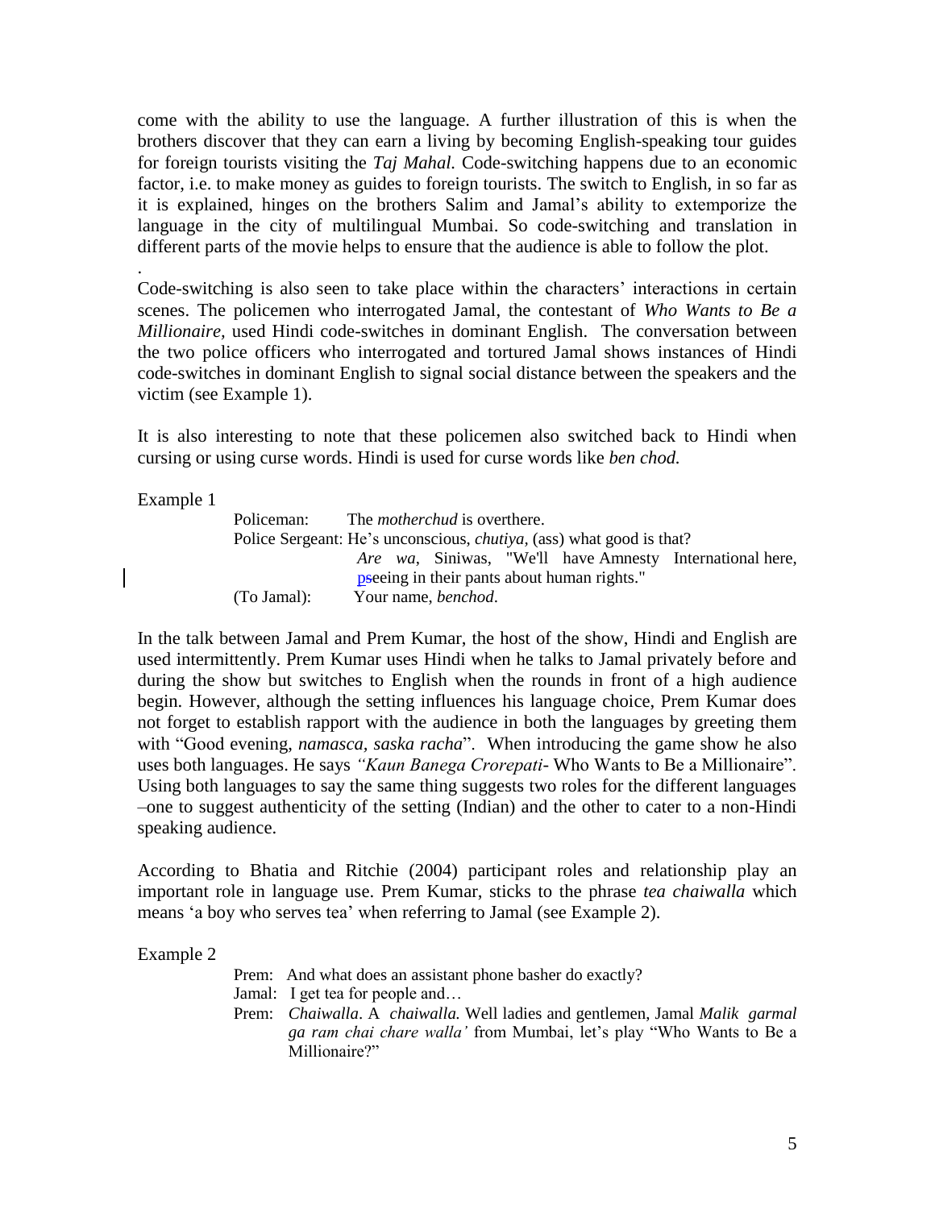come with the ability to use the language. A further illustration of this is when the brothers discover that they can earn a living by becoming English-speaking tour guides for foreign tourists visiting the *Taj Mahal*. Code-switching happens due to an economic factor, i.e. to make money as guides to foreign tourists. The switch to English, in so far as it is explained, hinges on the brothers Salim and Jamal's ability to extemporize the language in the city of multilingual Mumbai. So code-switching and translation in different parts of the movie helps to ensure that the audience is able to follow the plot.

.

Code-switching is also seen to take place within the characters' interactions in certain scenes. The policemen who interrogated Jamal, the contestant of *Who Wants to Be a Millionaire*, used Hindi code-switches in dominant English. The conversation between the two police officers who interrogated and tortured Jamal shows instances of Hindi code-switches in dominant English to signal social distance between the speakers and the victim (see Example 1).

It is also interesting to note that these policemen also switched back to Hindi when cursing or using curse words. Hindi is used for curse words like *ben chod.*

Example 1

Policeman: The *motherchud* is overthere.
Police Sergeant: He's unconscious, *chutiya*, (ass) what good is that?
*Are wa*, Siniwas, "We'll have Amnesty International here, pseeing in their pants about human rights."
(To Jamal): Your name, *benchod*.

In the talk between Jamal and Prem Kumar, the host of the show, Hindi and English are used intermittently. Prem Kumar uses Hindi when he talks to Jamal privately before and during the show but switches to English when the rounds in front of a high audience begin. However, although the setting influences his language choice, Prem Kumar does not forget to establish rapport with the audience in both the languages by greeting them with "Good evening, *namasca, saska racha*". When introducing the game show he also uses both languages. He says *"Kaun Banega Crorepati*- Who Wants to Be a Millionaire". Using both languages to say the same thing suggests two roles for the different languages –one to suggest authenticity of the setting (Indian) and the other to cater to a non-Hindi speaking audience.

According to Bhatia and Ritchie (2004) participant roles and relationship play an important role in language use. Prem Kumar, sticks to the phrase *tea chaiwalla* which means 'a boy who serves tea' when referring to Jamal (see Example 2).

Example 2

Prem: And what does an assistant phone basher do exactly?
Jamal: I get tea for people and…
Prem: *Chaiwalla*. A *chaiwalla.* Well ladies and gentlemen, Jamal *Malik garmal ga ram chai chare walla'* from Mumbai, let's play "Who Wants to Be a Millionaire?"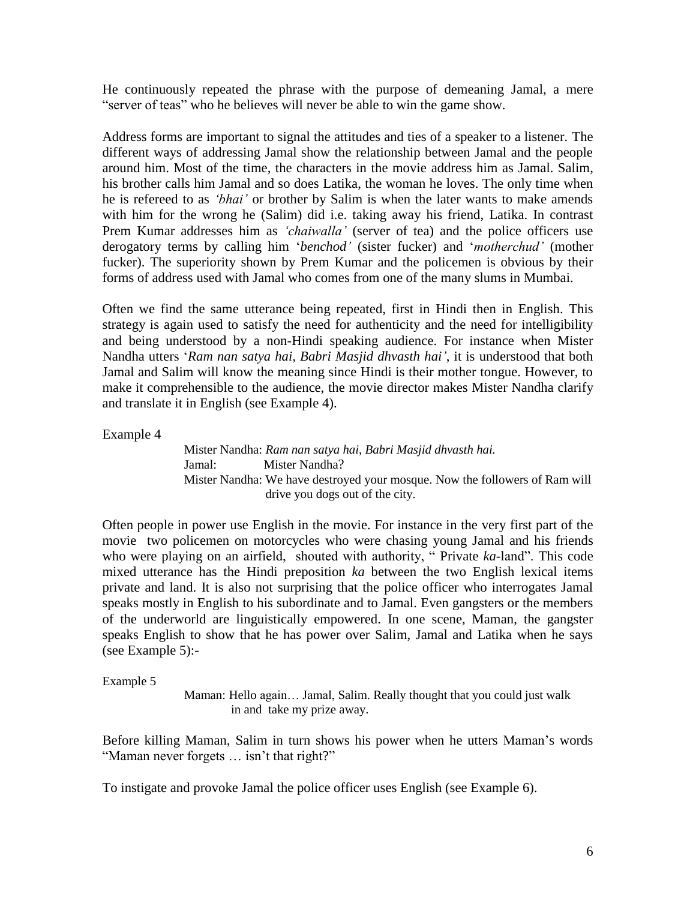He continuously repeated the phrase with the purpose of demeaning Jamal, a mere "server of teas" who he believes will never be able to win the game show.

Address forms are important to signal the attitudes and ties of a speaker to a listener. The different ways of addressing Jamal show the relationship between Jamal and the people around him. Most of the time, the characters in the movie address him as Jamal. Salim, his brother calls him Jamal and so does Latika, the woman he loves. The only time when he is refereed to as *'bhai'* or brother by Salim is when the later wants to make amends with him for the wrong he (Salim) did i.e. taking away his friend, Latika. In contrast Prem Kumar addresses him as *'chaiwalla'* (server of tea) and the police officers use derogatory terms by calling him '*benchod'* (sister fucker) and '*motherchud'* (mother fucker). The superiority shown by Prem Kumar and the policemen is obvious by their forms of address used with Jamal who comes from one of the many slums in Mumbai.

Often we find the same utterance being repeated, first in Hindi then in English. This strategy is again used to satisfy the need for authenticity and the need for intelligibility and being understood by a non-Hindi speaking audience. For instance when Mister Nandha utters '*Ram nan satya hai, Babri Masjid dhvasth hai'*, it is understood that both Jamal and Salim will know the meaning since Hindi is their mother tongue. However, to make it comprehensible to the audience, the movie director makes Mister Nandha clarify and translate it in English (see Example 4).

Example 4

> Mister Nandha: *Ram nan satya hai, Babri Masjid dhvasth hai.*
> Jamal: Mister Nandha?
> Mister Nandha: We have destroyed your mosque. Now the followers of Ram will drive you dogs out of the city.

Often people in power use English in the movie. For instance in the very first part of the movie two policemen on motorcycles who were chasing young Jamal and his friends who were playing on an airfield, shouted with authority, " Private *ka*-land". This code mixed utterance has the Hindi preposition *ka* between the two English lexical items private and land. It is also not surprising that the police officer who interrogates Jamal speaks mostly in English to his subordinate and to Jamal. Even gangsters or the members of the underworld are linguistically empowered. In one scene, Maman, the gangster speaks English to show that he has power over Salim, Jamal and Latika when he says (see Example 5):-

Example 5

> Maman: Hello again… Jamal, Salim. Really thought that you could just walk in and take my prize away.

Before killing Maman, Salim in turn shows his power when he utters Maman's words "Maman never forgets … isn't that right?"

To instigate and provoke Jamal the police officer uses English (see Example 6).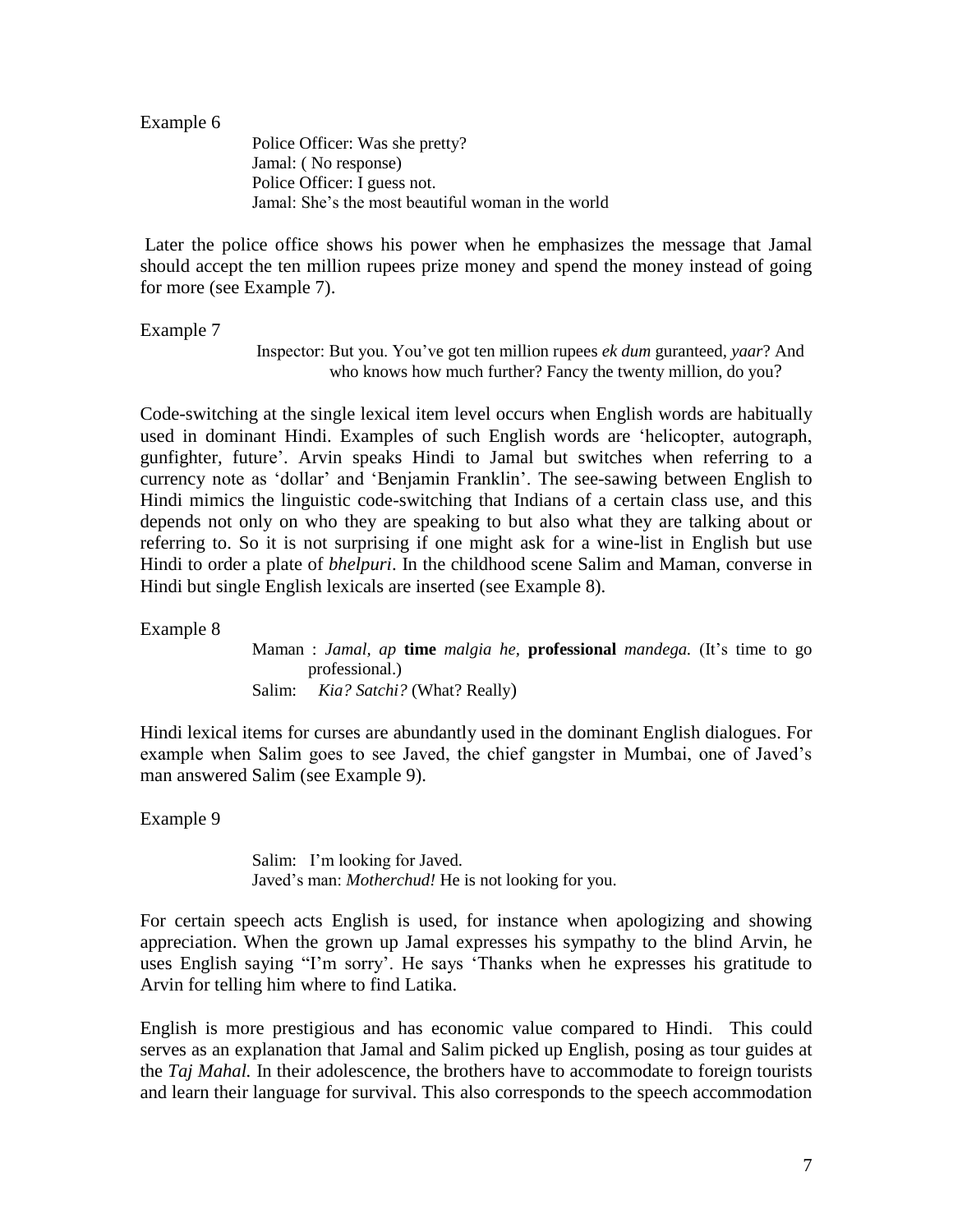Example 6

> Police Officer: Was she pretty?
> Jamal: ( No response)
> Police Officer: I guess not.
> Jamal: She's the most beautiful woman in the world

Later the police office shows his power when he emphasizes the message that Jamal should accept the ten million rupees prize money and spend the money instead of going for more (see Example 7).

Example 7

> Inspector: But you. You've got ten million rupees *ek dum* guranteed, *yaar*? And who knows how much further? Fancy the twenty million, do you?

Code-switching at the single lexical item level occurs when English words are habitually used in dominant Hindi. Examples of such English words are 'helicopter, autograph, gunfighter, future'. Arvin speaks Hindi to Jamal but switches when referring to a currency note as 'dollar' and 'Benjamin Franklin'. The see-sawing between English to Hindi mimics the linguistic code-switching that Indians of a certain class use, and this depends not only on who they are speaking to but also what they are talking about or referring to. So it is not surprising if one might ask for a wine-list in English but use Hindi to order a plate of *bhelpuri*. In the childhood scene Salim and Maman, converse in Hindi but single English lexicals are inserted (see Example 8).

Example 8

> Maman : *Jamal, ap* **time** *malgia he,* **professional** *mandega.* (It's time to go professional.)
> Salim: *Kia? Satchi?* (What? Really)

Hindi lexical items for curses are abundantly used in the dominant English dialogues. For example when Salim goes to see Javed, the chief gangster in Mumbai, one of Javed's man answered Salim (see Example 9).

Example 9

> Salim: I'm looking for Javed.
> Javed's man: *Motherchud!* He is not looking for you.

For certain speech acts English is used, for instance when apologizing and showing appreciation. When the grown up Jamal expresses his sympathy to the blind Arvin, he uses English saying "I'm sorry'. He says 'Thanks when he expresses his gratitude to Arvin for telling him where to find Latika.

English is more prestigious and has economic value compared to Hindi. This could serves as an explanation that Jamal and Salim picked up English, posing as tour guides at the *Taj Mahal.* In their adolescence, the brothers have to accommodate to foreign tourists and learn their language for survival. This also corresponds to the speech accommodation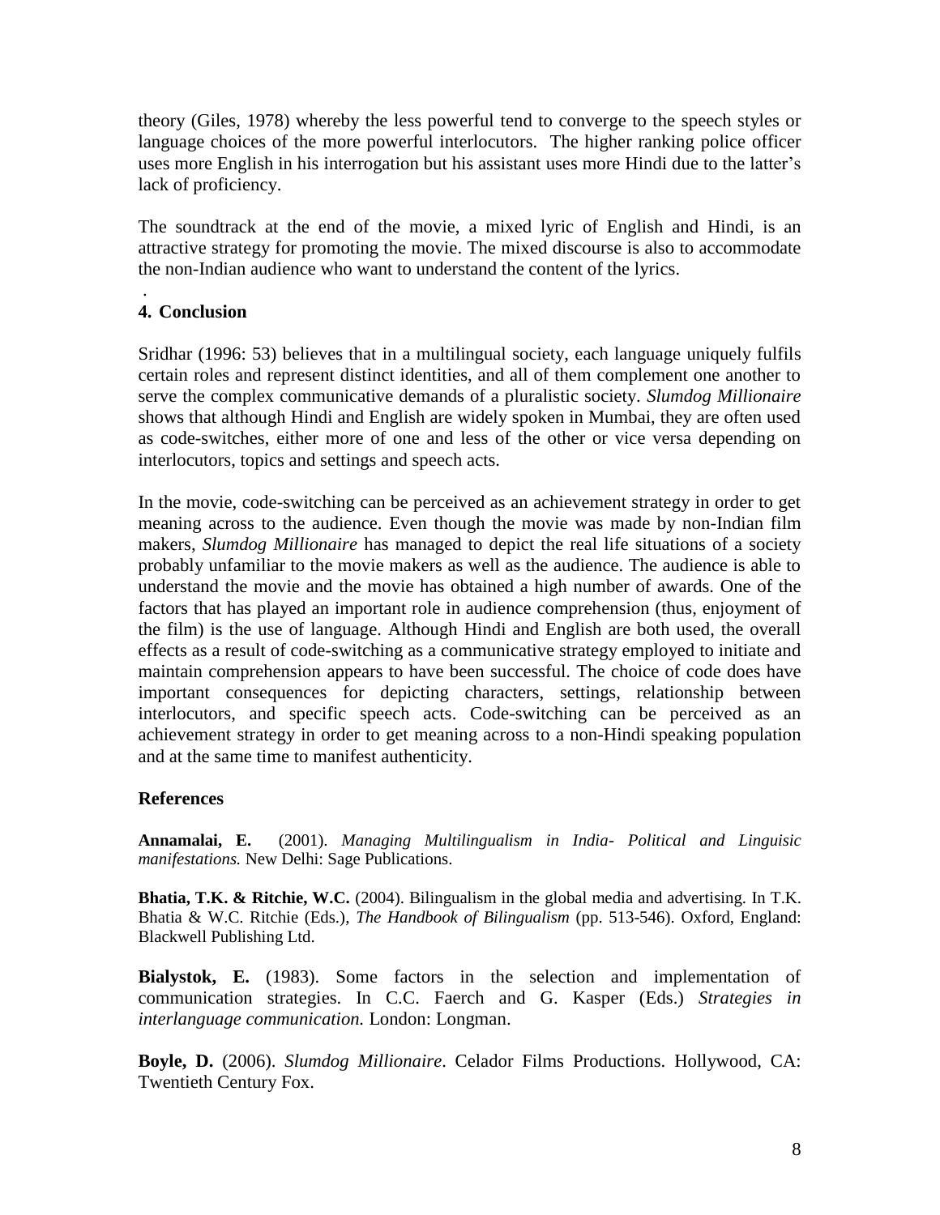theory (Giles, 1978) whereby the less powerful tend to converge to the speech styles or language choices of the more powerful interlocutors. The higher ranking police officer uses more English in his interrogation but his assistant uses more Hindi due to the latter's lack of proficiency.

The soundtrack at the end of the movie, a mixed lyric of English and Hindi, is an attractive strategy for promoting the movie. The mixed discourse is also to accommodate the non-Indian audience who want to understand the content of the lyrics.

.

## 4. Conclusion

Sridhar (1996: 53) believes that in a multilingual society, each language uniquely fulfils certain roles and represent distinct identities, and all of them complement one another to serve the complex communicative demands of a pluralistic society. *Slumdog Millionaire* shows that although Hindi and English are widely spoken in Mumbai, they are often used as code-switches, either more of one and less of the other or vice versa depending on interlocutors, topics and settings and speech acts.

In the movie, code-switching can be perceived as an achievement strategy in order to get meaning across to the audience. Even though the movie was made by non-Indian film makers, *Slumdog Millionaire* has managed to depict the real life situations of a society probably unfamiliar to the movie makers as well as the audience. The audience is able to understand the movie and the movie has obtained a high number of awards. One of the factors that has played an important role in audience comprehension (thus, enjoyment of the film) is the use of language. Although Hindi and English are both used, the overall effects as a result of code-switching as a communicative strategy employed to initiate and maintain comprehension appears to have been successful. The choice of code does have important consequences for depicting characters, settings, relationship between interlocutors, and specific speech acts. Code-switching can be perceived as an achievement strategy in order to get meaning across to a non-Hindi speaking population and at the same time to manifest authenticity.

## References

**Annamalai, E.** (2001). *Managing Multilingualism in India- Political and Linguisic manifestations.* New Delhi: Sage Publications.

**Bhatia, T.K. & Ritchie, W.C.** (2004). Bilingualism in the global media and advertising. In T.K. Bhatia & W.C. Ritchie (Eds.), *The Handbook of Bilingualism* (pp. 513-546). Oxford, England: Blackwell Publishing Ltd.

**Bialystok, E.** (1983). Some factors in the selection and implementation of communication strategies. In C.C. Faerch and G. Kasper (Eds.) *Strategies in interlanguage communication.* London: Longman.

**Boyle, D.** (2006). *Slumdog Millionaire*. Celador Films Productions. Hollywood, CA: Twentieth Century Fox.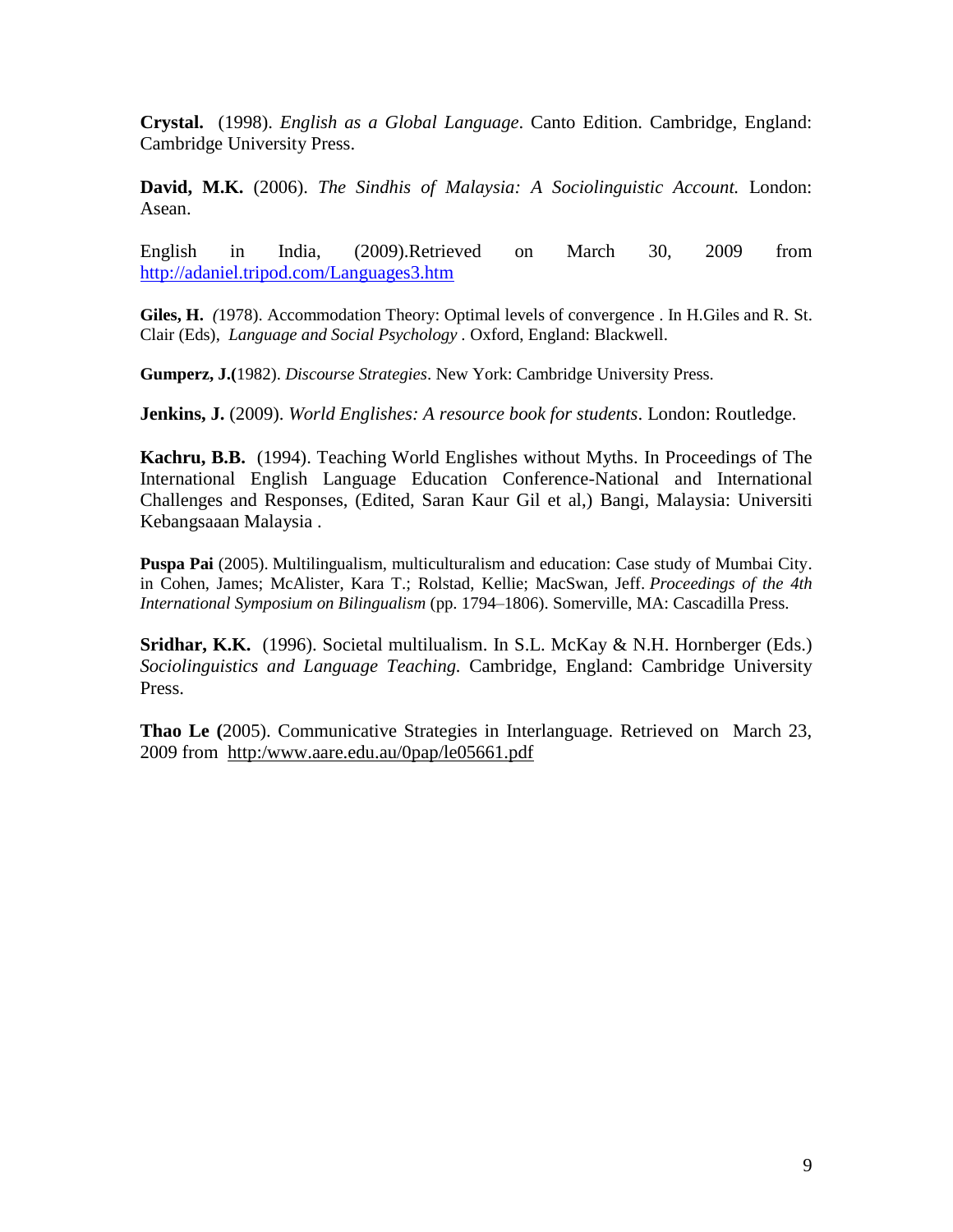**Crystal.** (1998). *English as a Global Language*. Canto Edition. Cambridge, England: Cambridge University Press.

**David, M.K.** (2006). *The Sindhis of Malaysia: A Sociolinguistic Account.* London: Asean.

English in India, (2009).Retrieved on March 30, 2009 from http://adaniel.tripod.com/Languages3.htm

**Giles, H.** *(*1978). Accommodation Theory: Optimal levels of convergence . In H.Giles and R. St. Clair (Eds), *Language and Social Psychology* . Oxford, England: Blackwell.

**Gumperz, J.(**1982). *Discourse Strategies*. New York: Cambridge University Press.

**Jenkins, J.** (2009). *World Englishes: A resource book for students*. London: Routledge.

**Kachru, B.B.** (1994). Teaching World Englishes without Myths. In Proceedings of The International English Language Education Conference-National and International Challenges and Responses, (Edited, Saran Kaur Gil et al,) Bangi, Malaysia: Universiti Kebangsaaan Malaysia .

**Puspa Pai** (2005). Multilingualism, multiculturalism and education: Case study of Mumbai City. in Cohen, James; McAlister, Kara T.; Rolstad, Kellie; MacSwan, Jeff. *Proceedings of the 4th International Symposium on Bilingualism* (pp. 1794–1806). Somerville, MA: Cascadilla Press.

**Sridhar, K.K.** (1996). Societal multilualism. In S.L. McKay & N.H. Hornberger (Eds.) *Sociolinguistics and Language Teaching.* Cambridge, England: Cambridge University Press.

**Thao Le (**2005). Communicative Strategies in Interlanguage. Retrieved on March 23, 2009 from http:/www.aare.edu.au/0pap/le05661.pdf